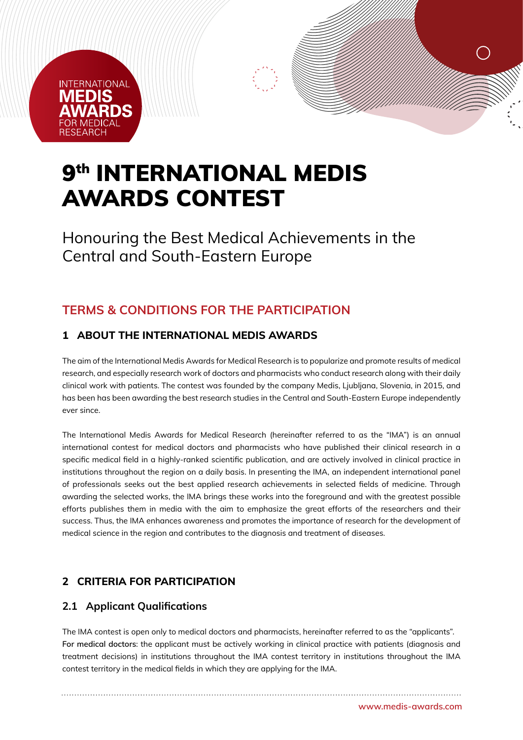INTERNATIONAL
MEDIS
AWARDS
FOR MEDICAL
RESEARCH

# 9th INTERNATIONAL MEDIS AWARDS CONTEST

Honouring the Best Medical Achievements in the Central and South-Eastern Europe

## TERMS & CONDITIONS FOR THE PARTICIPATION

### 1 ABOUT THE INTERNATIONAL MEDIS AWARDS

The aim of the International Medis Awards for Medical Research is to popularize and promote results of medical research, and especially research work of doctors and pharmacists who conduct research along with their daily clinical work with patients. The contest was founded by the company Medis, Ljubljana, Slovenia, in 2015, and has been has been awarding the best research studies in the Central and South-Eastern Europe independently ever since.

The International Medis Awards for Medical Research (hereinafter referred to as the "IMA") is an annual international contest for medical doctors and pharmacists who have published their clinical research in a specific medical field in a highly-ranked scientific publication, and are actively involved in clinical practice in institutions throughout the region on a daily basis. In presenting the IMA, an independent international panel of professionals seeks out the best applied research achievements in selected fields of medicine. Through awarding the selected works, the IMA brings these works into the foreground and with the greatest possible efforts publishes them in media with the aim to emphasize the great efforts of the researchers and their success. Thus, the IMA enhances awareness and promotes the importance of research for the development of medical science in the region and contributes to the diagnosis and treatment of diseases.

### 2 CRITERIA FOR PARTICIPATION

#### 2.1 Applicant Qualifications

The IMA contest is open only to medical doctors and pharmacists, hereinafter referred to as the "applicants".
**For medical doctors**: the applicant must be actively working in clinical practice with patients (diagnosis and treatment decisions) in institutions throughout the IMA contest territory in institutions throughout the IMA contest territory in the medical fields in which they are applying for the IMA.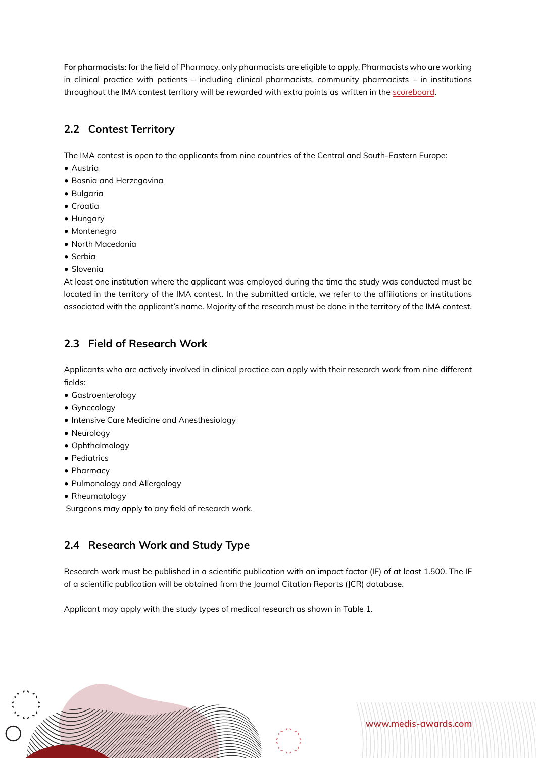**For pharmacists:** for the field of Pharmacy, only pharmacists are eligible to apply. Pharmacists who are working in clinical practice with patients – including clinical pharmacists, community pharmacists – in institutions throughout the IMA contest territory will be rewarded with extra points as written in the scoreboard.

## 2.2 Contest Territory

The IMA contest is open to the applicants from nine countries of the Central and South-Eastern Europe:

- Austria
- Bosnia and Herzegovina
- Bulgaria
- Croatia
- Hungary
- Montenegro
- North Macedonia
- Serbia
- Slovenia

At least one institution where the applicant was employed during the time the study was conducted must be located in the territory of the IMA contest. In the submitted article, we refer to the affiliations or institutions associated with the applicant's name. Majority of the research must be done in the territory of the IMA contest.

## 2.3 Field of Research Work

Applicants who are actively involved in clinical practice can apply with their research work from nine different fields:

- Gastroenterology
- Gynecology
- Intensive Care Medicine and Anesthesiology
- Neurology
- Ophthalmology
- Pediatrics
- Pharmacy
- Pulmonology and Allergology
- Rheumatology

Surgeons may apply to any field of research work.

## 2.4 Research Work and Study Type

Research work must be published in a scientific publication with an impact factor (IF) of at least 1.500. The IF of a scientific publication will be obtained from the Journal Citation Reports (JCR) database.

Applicant may apply with the study types of medical research as shown in Table 1.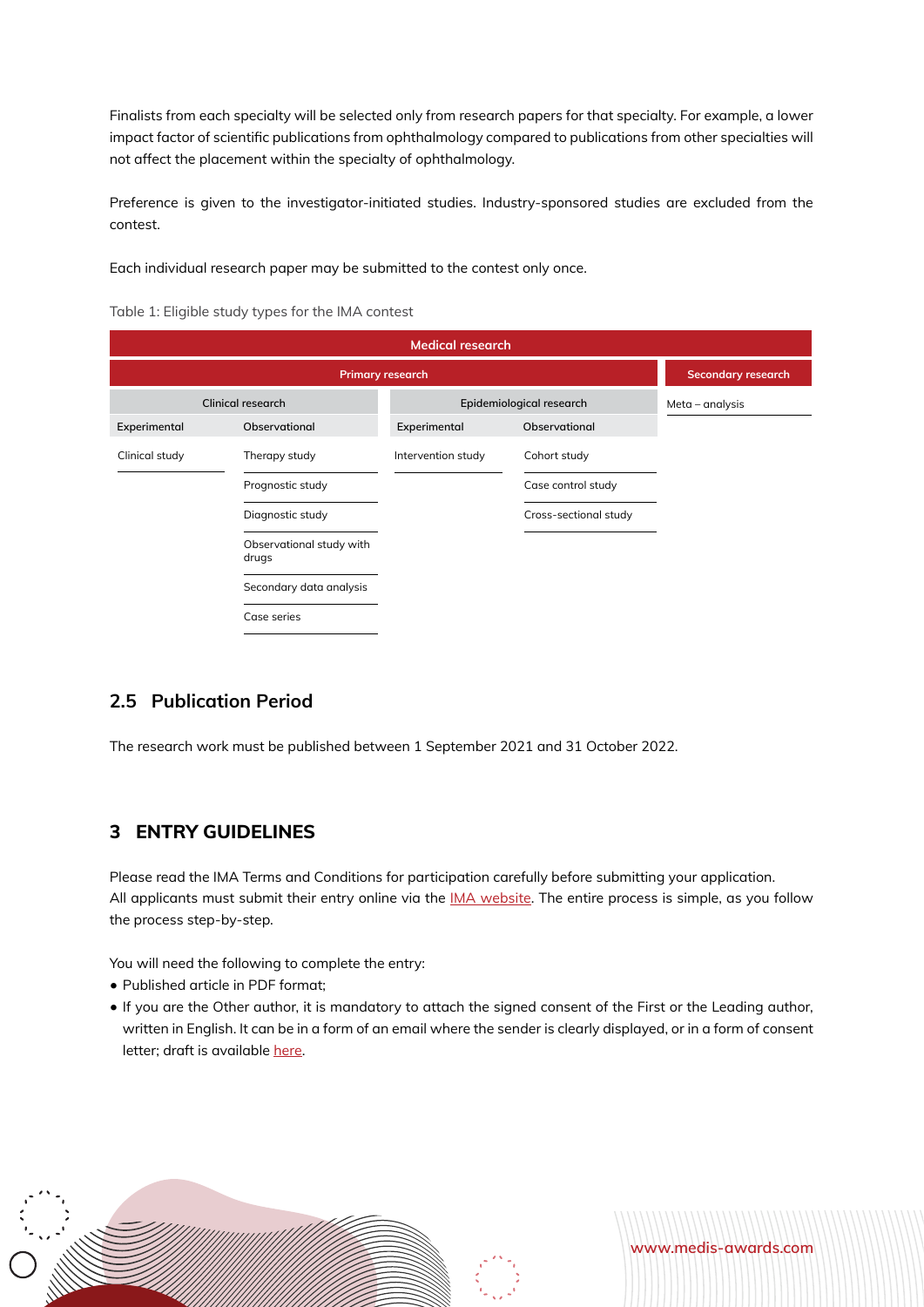Finalists from each specialty will be selected only from research papers for that specialty. For example, a lower impact factor of scientific publications from ophthalmology compared to publications from other specialties will not affect the placement within the specialty of ophthalmology.

Preference is given to the investigator-initiated studies. Industry-sponsored studies are excluded from the contest.

Each individual research paper may be submitted to the contest only once.

Table 1: Eligible study types for the IMA contest

| Medical research | | | | |
|---|---|---|---|---|
| Primary research | | | | Secondary research |
| Clinical research | | Epidemiological research | | Meta – analysis |
| Experimental | Observational | Experimental | Observational | |
| Clinical study | Therapy study | Intervention study | Cohort study | |
| | Prognostic study | | Case control study | |
| | Diagnostic study | | Cross-sectional study | |
| | Observational study with drugs | | | |
| | Secondary data analysis | | | |
| | Case series | | | |

## 2.5 Publication Period

The research work must be published between 1 September 2021 and 31 October 2022.

# 3 ENTRY GUIDELINES

Please read the IMA Terms and Conditions for participation carefully before submitting your application. All applicants must submit their entry online via the IMA website. The entire process is simple, as you follow the process step-by-step.

You will need the following to complete the entry:

- Published article in PDF format;
- If you are the Other author, it is mandatory to attach the signed consent of the First or the Leading author, written in English. It can be in a form of an email where the sender is clearly displayed, or in a form of consent letter; draft is available here.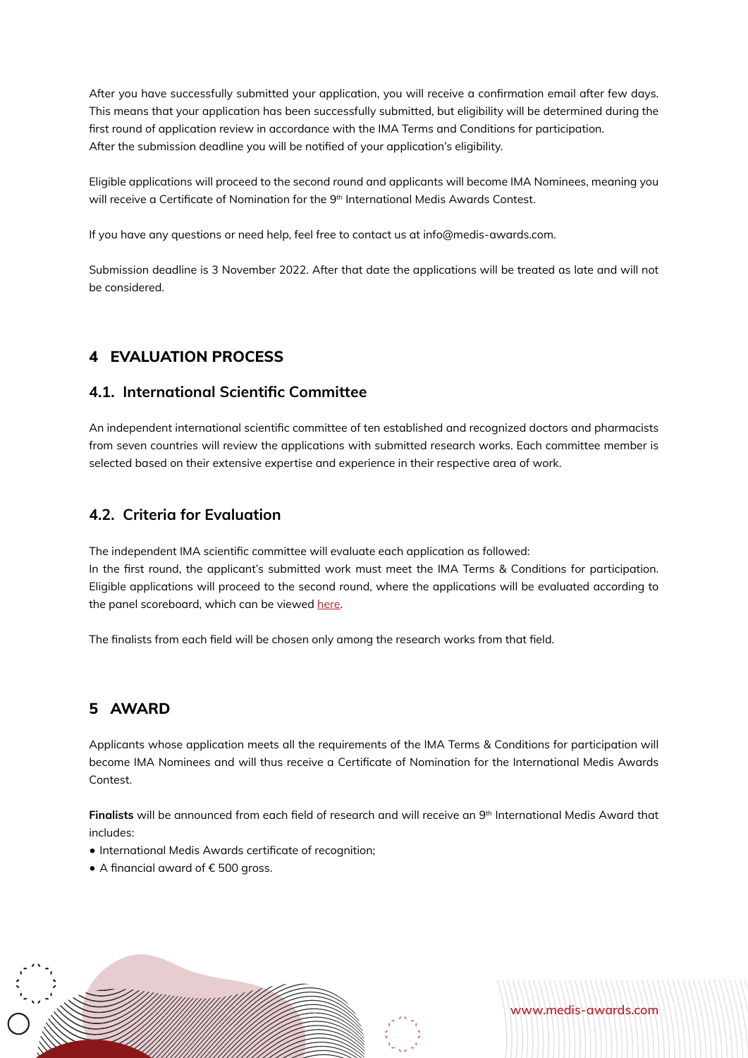After you have successfully submitted your application, you will receive a confirmation email after few days. This means that your application has been successfully submitted, but eligibility will be determined during the first round of application review in accordance with the IMA Terms and Conditions for participation. After the submission deadline you will be notified of your application's eligibility.

Eligible applications will proceed to the second round and applicants will become IMA Nominees, meaning you will receive a Certificate of Nomination for the 9th International Medis Awards Contest.

If you have any questions or need help, feel free to contact us at info@medis-awards.com.

Submission deadline is 3 November 2022. After that date the applications will be treated as late and will not be considered.

## 4 EVALUATION PROCESS

### 4.1. International Scientific Committee

An independent international scientific committee of ten established and recognized doctors and pharmacists from seven countries will review the applications with submitted research works. Each committee member is selected based on their extensive expertise and experience in their respective area of work.

### 4.2. Criteria for Evaluation

The independent IMA scientific committee will evaluate each application as followed:
In the first round, the applicant's submitted work must meet the IMA Terms & Conditions for participation. Eligible applications will proceed to the second round, where the applications will be evaluated according to the panel scoreboard, which can be viewed here.

The finalists from each field will be chosen only among the research works from that field.

## 5 AWARD

Applicants whose application meets all the requirements of the IMA Terms & Conditions for participation will become IMA Nominees and will thus receive a Certificate of Nomination for the International Medis Awards Contest.

**Finalists** will be announced from each field of research and will receive an 9th International Medis Award that includes:

- International Medis Awards certificate of recognition;
- A financial award of € 500 gross.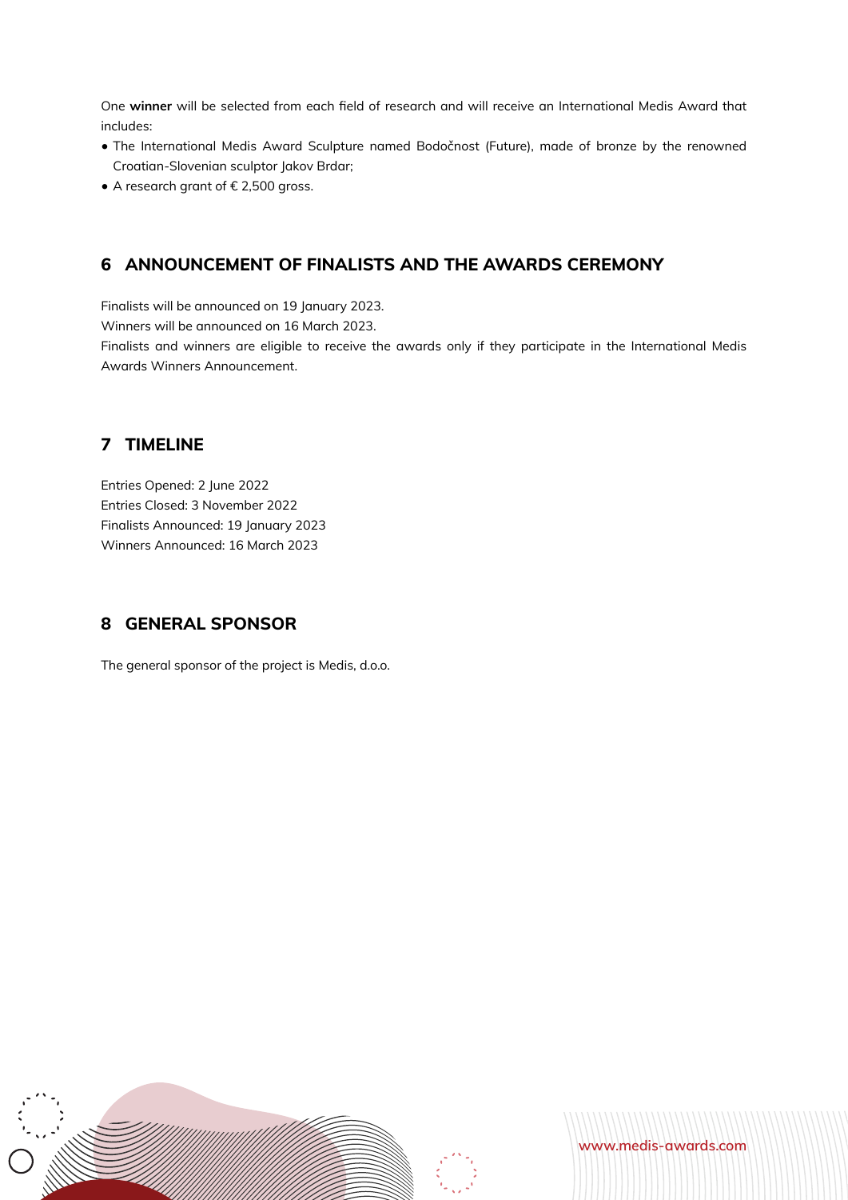One **winner** will be selected from each field of research and will receive an International Medis Award that includes:

- The International Medis Award Sculpture named Bodočnost (Future), made of bronze by the renowned Croatian-Slovenian sculptor Jakov Brdar;
- A research grant of € 2,500 gross.

## 6 ANNOUNCEMENT OF FINALISTS AND THE AWARDS CEREMONY

Finalists will be announced on 19 January 2023.
Winners will be announced on 16 March 2023.
Finalists and winners are eligible to receive the awards only if they participate in the International Medis Awards Winners Announcement.

## 7 TIMELINE

Entries Opened: 2 June 2022
Entries Closed: 3 November 2022
Finalists Announced: 19 January 2023
Winners Announced: 16 March 2023

## 8 GENERAL SPONSOR

The general sponsor of the project is Medis, d.o.o.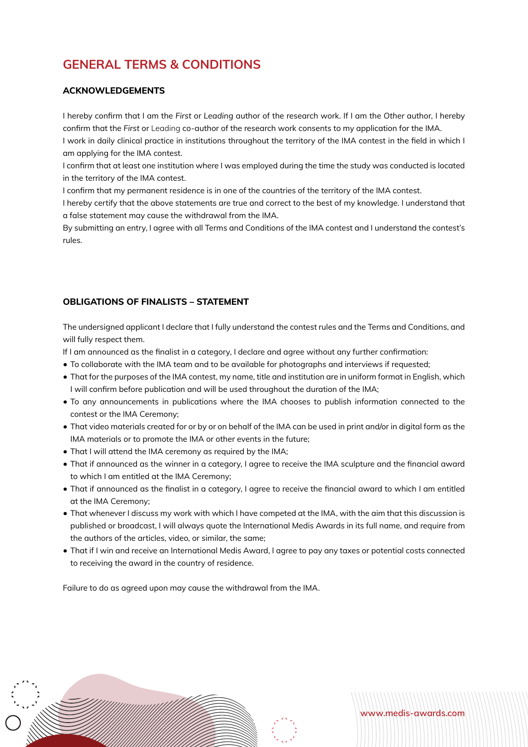# GENERAL TERMS & CONDITIONS

## ACKNOWLEDGEMENTS

I hereby confirm that I am the *First* or *Leading* author of the research work. If I am the *Other* author, I hereby confirm that the *First* or Leading co-author of the research work consents to my application for the IMA.
I work in daily clinical practice in institutions throughout the territory of the IMA contest in the field in which I am applying for the IMA contest.
I confirm that at least one institution where I was employed during the time the study was conducted is located in the territory of the IMA contest.
I confirm that my permanent residence is in one of the countries of the territory of the IMA contest.
I hereby certify that the above statements are true and correct to the best of my knowledge. I understand that a false statement may cause the withdrawal from the IMA.
By submitting an entry, I agree with all Terms and Conditions of the IMA contest and I understand the contest's rules.

## OBLIGATIONS OF FINALISTS – STATEMENT

The undersigned applicant I declare that I fully understand the contest rules and the Terms and Conditions, and will fully respect them.
If I am announced as the finalist in a category, I declare and agree without any further confirmation:

- To collaborate with the IMA team and to be available for photographs and interviews if requested;
- That for the purposes of the IMA contest, my name, title and institution are in uniform format in English, which I will confirm before publication and will be used throughout the duration of the IMA;
- To any announcements in publications where the IMA chooses to publish information connected to the contest or the IMA Ceremony;
- That video materials created for or by or on behalf of the IMA can be used in print and/or in digital form as the IMA materials or to promote the IMA or other events in the future;
- That I will attend the IMA ceremony as required by the IMA;
- That if announced as the winner in a category, I agree to receive the IMA sculpture and the financial award to which I am entitled at the IMA Ceremony;
- That if announced as the finalist in a category, I agree to receive the financial award to which I am entitled at the IMA Ceremony;
- That whenever I discuss my work with which I have competed at the IMA, with the aim that this discussion is published or broadcast, I will always quote the International Medis Awards in its full name, and require from the authors of the articles, video, or similar, the same;
- That if I win and receive an International Medis Award, I agree to pay any taxes or potential costs connected to receiving the award in the country of residence.

Failure to do as agreed upon may cause the withdrawal from the IMA.

www.medis-awards.com